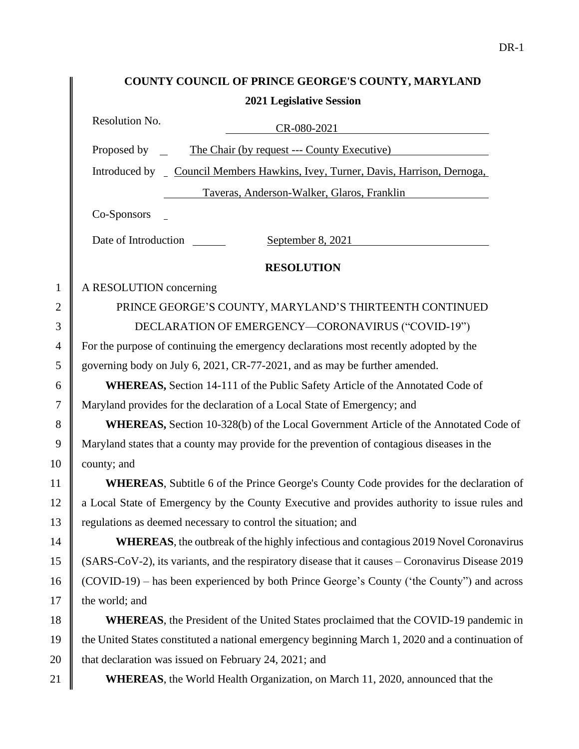**COUNTY COUNCIL OF PRINCE GEORGE'S COUNTY, MARYLAND**

**2021 Legislative Session**

Resolution No. CR-080-2021

Proposed by The Chair (by request --- County Executive)

Introduced by Council Members Hawkins, Ivey, Turner, Davis, Harrison, Dernoga, Taveras, Anderson-Walker, Glaros, Franklin

Co-Sponsors

Date of Introduction September 8, 2021

**RESOLUTION**

A RESOLUTION concerning

PRINCE GEORGE'S COUNTY, MARYLAND'S THIRTEENTH CONTINUED DECLARATION OF EMERGENCY—CORONAVIRUS ("COVID-19")

For the purpose of continuing the emergency declarations most recently adopted by the governing body on July 6, 2021, CR-77-2021, and as may be further amended.

**WHEREAS,** Section 14-111 of the Public Safety Article of the Annotated Code of Maryland provides for the declaration of a Local State of Emergency; and

**WHEREAS,** Section 10-328(b) of the Local Government Article of the Annotated Code of Maryland states that a county may provide for the prevention of contagious diseases in the county; and

**WHEREAS**, Subtitle 6 of the Prince George's County Code provides for the declaration of a Local State of Emergency by the County Executive and provides authority to issue rules and regulations as deemed necessary to control the situation; and

**WHEREAS**, the outbreak of the highly infectious and contagious 2019 Novel Coronavirus (SARS-CoV-2), its variants, and the respiratory disease that it causes – Coronavirus Disease 2019 (COVID-19) – has been experienced by both Prince George's County ('the County") and across the world; and

**WHEREAS**, the President of the United States proclaimed that the COVID-19 pandemic in the United States constituted a national emergency beginning March 1, 2020 and a continuation of that declaration was issued on February 24, 2021; and

**WHEREAS**, the World Health Organization, on March 11, 2020, announced that the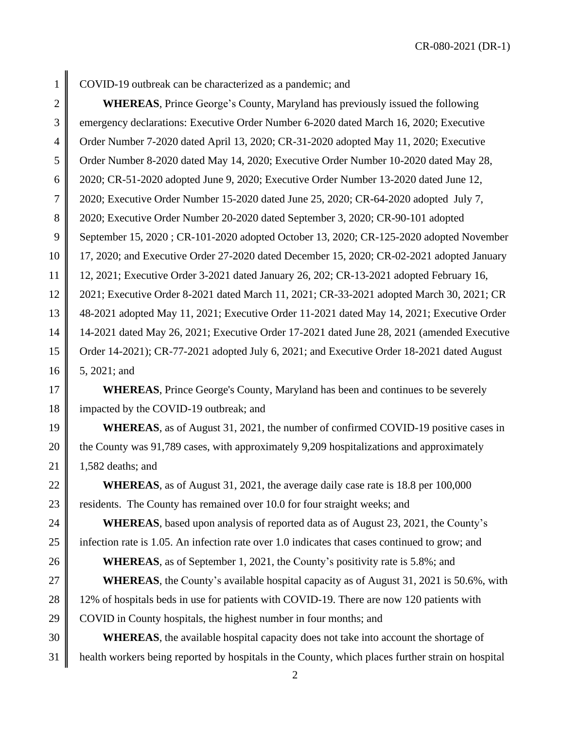COVID-19 outbreak can be characterized as a pandemic; and

**WHEREAS**, Prince George's County, Maryland has previously issued the following emergency declarations: Executive Order Number 6-2020 dated March 16, 2020; Executive Order Number 7-2020 dated April 13, 2020; CR-31-2020 adopted May 11, 2020; Executive Order Number 8-2020 dated May 14, 2020; Executive Order Number 10-2020 dated May 28, 2020; CR-51-2020 adopted June 9, 2020; Executive Order Number 13-2020 dated June 12, 2020; Executive Order Number 15-2020 dated June 25, 2020; CR-64-2020 adopted July 7, 2020; Executive Order Number 20-2020 dated September 3, 2020; CR-90-101 adopted September 15, 2020 ; CR-101-2020 adopted October 13, 2020; CR-125-2020 adopted November 17, 2020; and Executive Order 27-2020 dated December 15, 2020; CR-02-2021 adopted January 12, 2021; Executive Order 3-2021 dated January 26, 202; CR-13-2021 adopted February 16, 2021; Executive Order 8-2021 dated March 11, 2021; CR-33-2021 adopted March 30, 2021; CR 48-2021 adopted May 11, 2021; Executive Order 11-2021 dated May 14, 2021; Executive Order 14-2021 dated May 26, 2021; Executive Order 17-2021 dated June 28, 2021 (amended Executive Order 14-2021); CR-77-2021 adopted July 6, 2021; and Executive Order 18-2021 dated August 5, 2021; and

**WHEREAS**, Prince George's County, Maryland has been and continues to be severely impacted by the COVID-19 outbreak; and

**WHEREAS**, as of August 31, 2021, the number of confirmed COVID-19 positive cases in the County was 91,789 cases, with approximately 9,209 hospitalizations and approximately 1,582 deaths; and

**WHEREAS**, as of August 31, 2021, the average daily case rate is 18.8 per 100,000 residents. The County has remained over 10.0 for four straight weeks; and

**WHEREAS**, based upon analysis of reported data as of August 23, 2021, the County's infection rate is 1.05. An infection rate over 1.0 indicates that cases continued to grow; and

**WHEREAS**, as of September 1, 2021, the County's positivity rate is 5.8%; and

**WHEREAS**, the County's available hospital capacity as of August 31, 2021 is 50.6%, with 12% of hospitals beds in use for patients with COVID-19. There are now 120 patients with COVID in County hospitals, the highest number in four months; and

**WHEREAS**, the available hospital capacity does not take into account the shortage of health workers being reported by hospitals in the County, which places further strain on hospital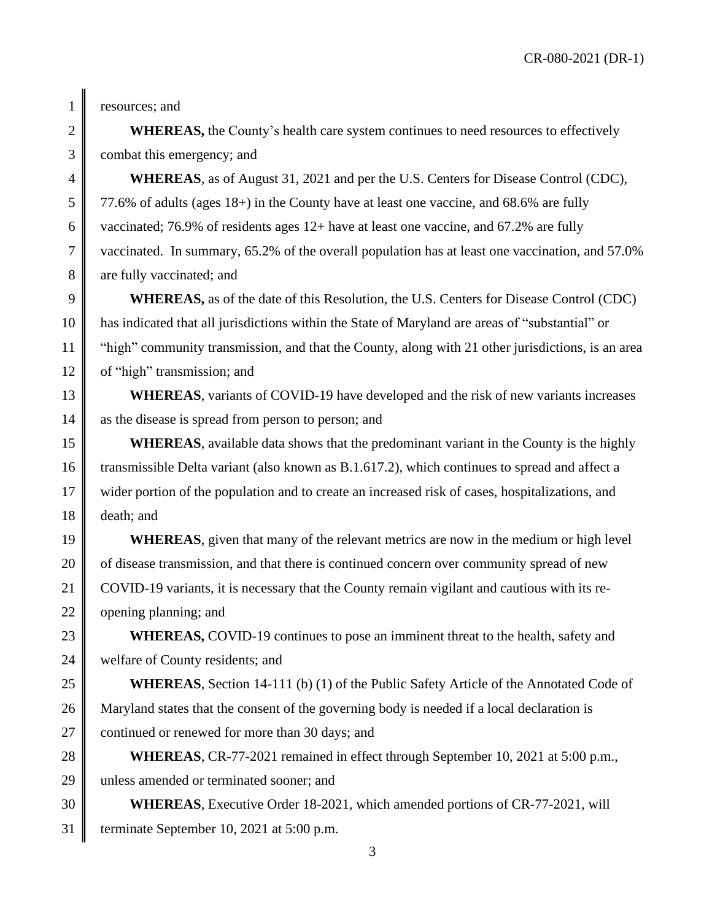resources; and

**WHEREAS,** the County's health care system continues to need resources to effectively combat this emergency; and

**WHEREAS**, as of August 31, 2021 and per the U.S. Centers for Disease Control (CDC), 77.6% of adults (ages 18+) in the County have at least one vaccine, and 68.6% are fully vaccinated; 76.9% of residents ages 12+ have at least one vaccine, and 67.2% are fully vaccinated. In summary, 65.2% of the overall population has at least one vaccination, and 57.0% are fully vaccinated; and

**WHEREAS,** as of the date of this Resolution, the U.S. Centers for Disease Control (CDC) has indicated that all jurisdictions within the State of Maryland are areas of "substantial" or "high" community transmission, and that the County, along with 21 other jurisdictions, is an area of "high" transmission; and

**WHEREAS**, variants of COVID-19 have developed and the risk of new variants increases as the disease is spread from person to person; and

**WHEREAS**, available data shows that the predominant variant in the County is the highly transmissible Delta variant (also known as B.1.617.2), which continues to spread and affect a wider portion of the population and to create an increased risk of cases, hospitalizations, and death; and

**WHEREAS**, given that many of the relevant metrics are now in the medium or high level of disease transmission, and that there is continued concern over community spread of new COVID-19 variants, it is necessary that the County remain vigilant and cautious with its re-opening planning; and

**WHEREAS,** COVID-19 continues to pose an imminent threat to the health, safety and welfare of County residents; and

**WHEREAS**, Section 14-111 (b) (1) of the Public Safety Article of the Annotated Code of Maryland states that the consent of the governing body is needed if a local declaration is continued or renewed for more than 30 days; and

**WHEREAS**, CR-77-2021 remained in effect through September 10, 2021 at 5:00 p.m., unless amended or terminated sooner; and

**WHEREAS**, Executive Order 18-2021, which amended portions of CR-77-2021, will terminate September 10, 2021 at 5:00 p.m.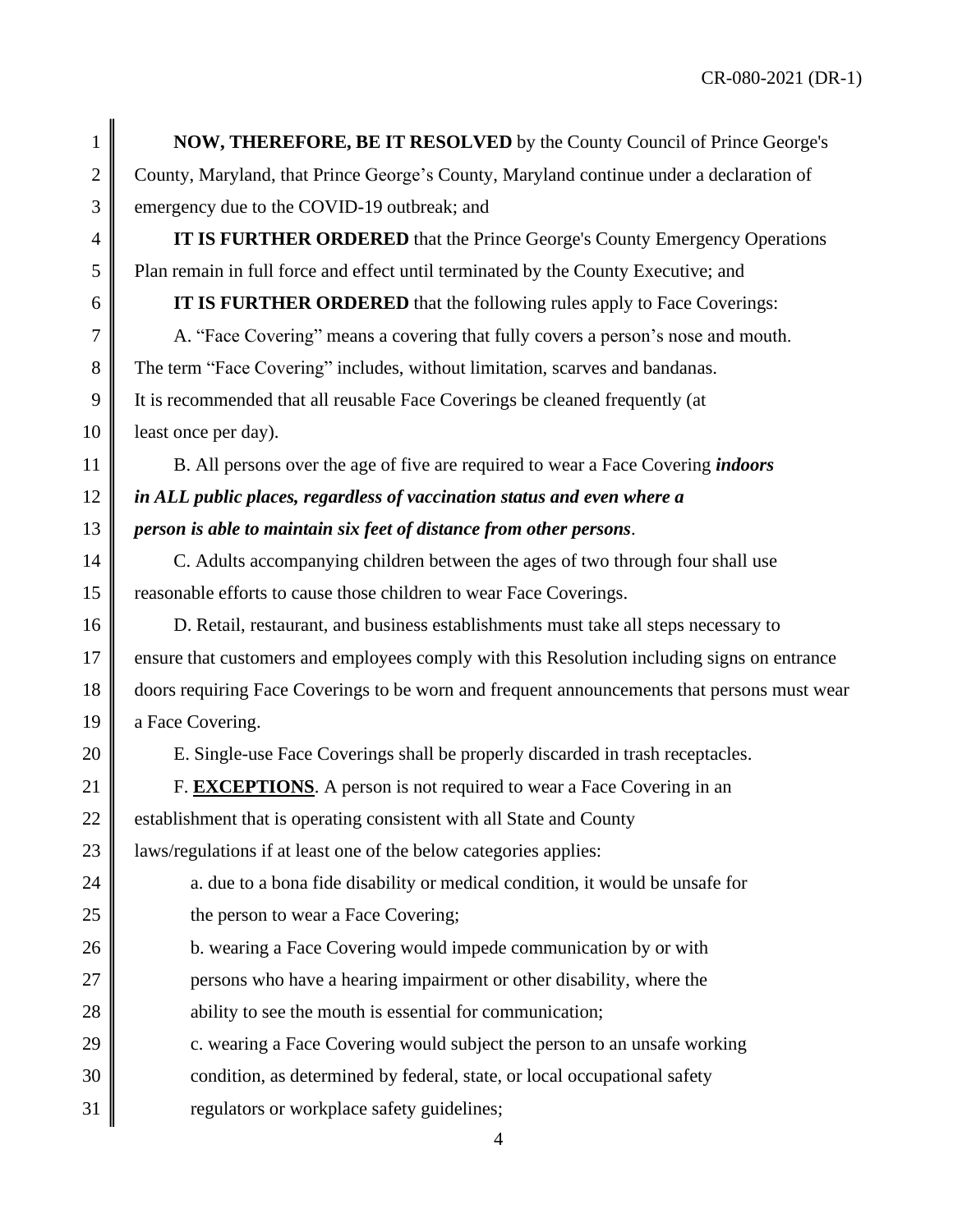**NOW, THEREFORE, BE IT RESOLVED** by the County Council of Prince George's County, Maryland, that Prince George's County, Maryland continue under a declaration of emergency due to the COVID-19 outbreak; and

**IT IS FURTHER ORDERED** that the Prince George's County Emergency Operations Plan remain in full force and effect until terminated by the County Executive; and

**IT IS FURTHER ORDERED** that the following rules apply to Face Coverings:

A. "Face Covering" means a covering that fully covers a person's nose and mouth. The term "Face Covering" includes, without limitation, scarves and bandanas. It is recommended that all reusable Face Coverings be cleaned frequently (at least once per day).

B. All persons over the age of five are required to wear a Face Covering ***indoors in ALL public places, regardless of vaccination status and even where a person is able to maintain six feet of distance from other persons***.

C. Adults accompanying children between the ages of two through four shall use reasonable efforts to cause those children to wear Face Coverings.

D. Retail, restaurant, and business establishments must take all steps necessary to ensure that customers and employees comply with this Resolution including signs on entrance doors requiring Face Coverings to be worn and frequent announcements that persons must wear a Face Covering.

E. Single-use Face Coverings shall be properly discarded in trash receptacles.

F. **EXCEPTIONS**. A person is not required to wear a Face Covering in an establishment that is operating consistent with all State and County laws/regulations if at least one of the below categories applies:

a. due to a bona fide disability or medical condition, it would be unsafe for the person to wear a Face Covering;

b. wearing a Face Covering would impede communication by or with persons who have a hearing impairment or other disability, where the ability to see the mouth is essential for communication;

c. wearing a Face Covering would subject the person to an unsafe working condition, as determined by federal, state, or local occupational safety regulators or workplace safety guidelines;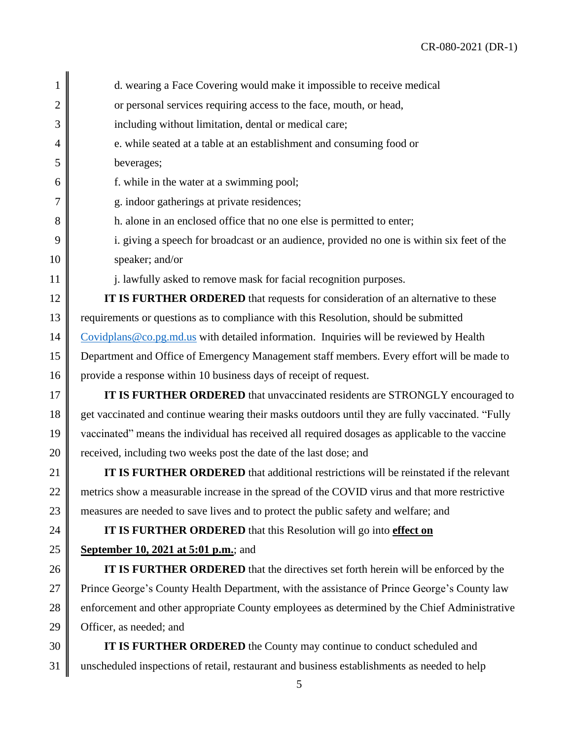d. wearing a Face Covering would make it impossible to receive medical or personal services requiring access to the face, mouth, or head, including without limitation, dental or medical care;

e. while seated at a table at an establishment and consuming food or beverages;

f. while in the water at a swimming pool;

g. indoor gatherings at private residences;

h. alone in an enclosed office that no one else is permitted to enter;

i. giving a speech for broadcast or an audience, provided no one is within six feet of the speaker; and/or

j. lawfully asked to remove mask for facial recognition purposes.

**IT IS FURTHER ORDERED** that requests for consideration of an alternative to these requirements or questions as to compliance with this Resolution, should be submitted Covidplans@co.pg.md.us with detailed information. Inquiries will be reviewed by Health Department and Office of Emergency Management staff members. Every effort will be made to provide a response within 10 business days of receipt of request.

**IT IS FURTHER ORDERED** that unvaccinated residents are STRONGLY encouraged to get vaccinated and continue wearing their masks outdoors until they are fully vaccinated. "Fully vaccinated" means the individual has received all required dosages as applicable to the vaccine received, including two weeks post the date of the last dose; and

**IT IS FURTHER ORDERED** that additional restrictions will be reinstated if the relevant metrics show a measurable increase in the spread of the COVID virus and that more restrictive measures are needed to save lives and to protect the public safety and welfare; and

**IT IS FURTHER ORDERED** that this Resolution will go into **effect on September 10, 2021 at 5:01 p.m.**; and

**IT IS FURTHER ORDERED** that the directives set forth herein will be enforced by the Prince George's County Health Department, with the assistance of Prince George's County law enforcement and other appropriate County employees as determined by the Chief Administrative Officer, as needed; and

**IT IS FURTHER ORDERED** the County may continue to conduct scheduled and unscheduled inspections of retail, restaurant and business establishments as needed to help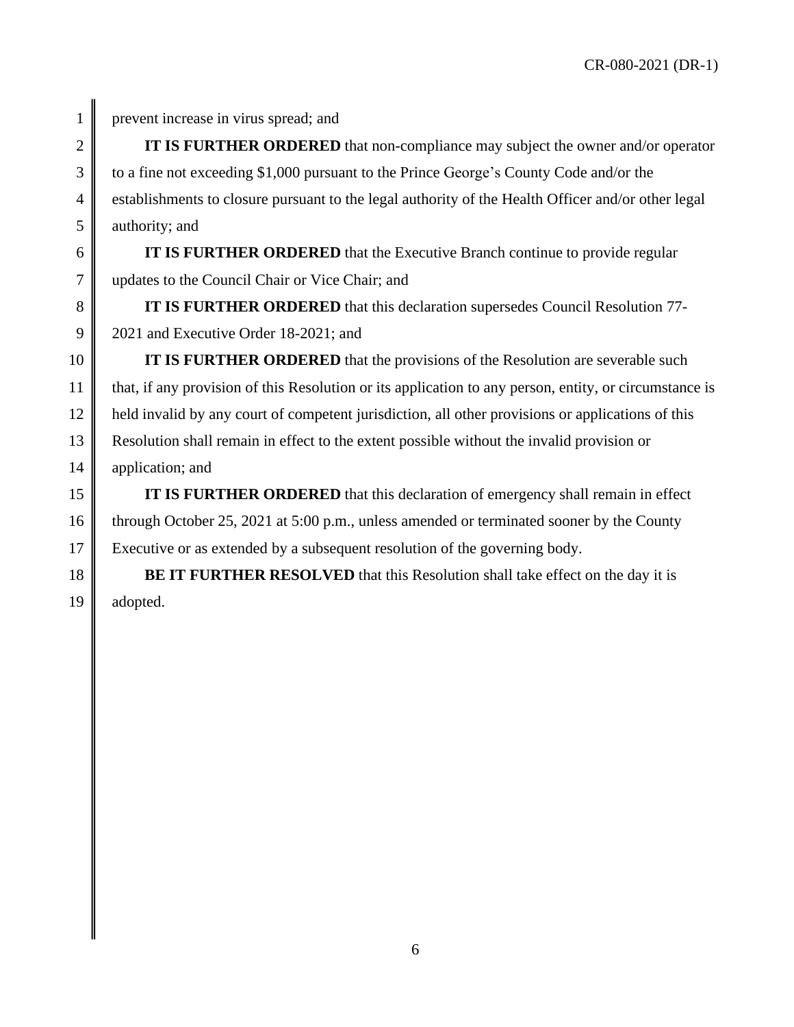prevent increase in virus spread; and

**IT IS FURTHER ORDERED** that non-compliance may subject the owner and/or operator to a fine not exceeding $1,000 pursuant to the Prince George's County Code and/or the establishments to closure pursuant to the legal authority of the Health Officer and/or other legal authority; and

**IT IS FURTHER ORDERED** that the Executive Branch continue to provide regular updates to the Council Chair or Vice Chair; and

**IT IS FURTHER ORDERED** that this declaration supersedes Council Resolution 77-2021 and Executive Order 18-2021; and

**IT IS FURTHER ORDERED** that the provisions of the Resolution are severable such that, if any provision of this Resolution or its application to any person, entity, or circumstance is held invalid by any court of competent jurisdiction, all other provisions or applications of this Resolution shall remain in effect to the extent possible without the invalid provision or application; and

**IT IS FURTHER ORDERED** that this declaration of emergency shall remain in effect through October 25, 2021 at 5:00 p.m., unless amended or terminated sooner by the County Executive or as extended by a subsequent resolution of the governing body.

**BE IT FURTHER RESOLVED** that this Resolution shall take effect on the day it is adopted.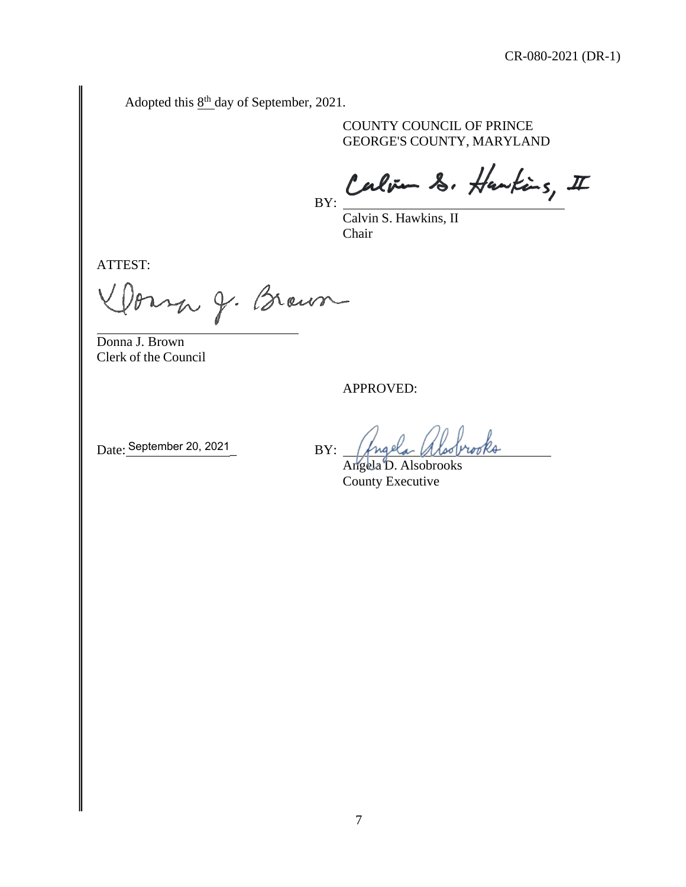Adopted this 8th day of September, 2021.

COUNTY COUNCIL OF PRINCE GEORGE'S COUNTY, MARYLAND

BY: Calvin S. Hawkins, II

Calvin S. Hawkins, II
Chair

ATTEST:

Donna J. Brown

Donna J. Brown
Clerk of the Council

APPROVED:

Date: September 20, 2021

BY: Angela D. Alsobrooks

Angela D. Alsobrooks
County Executive